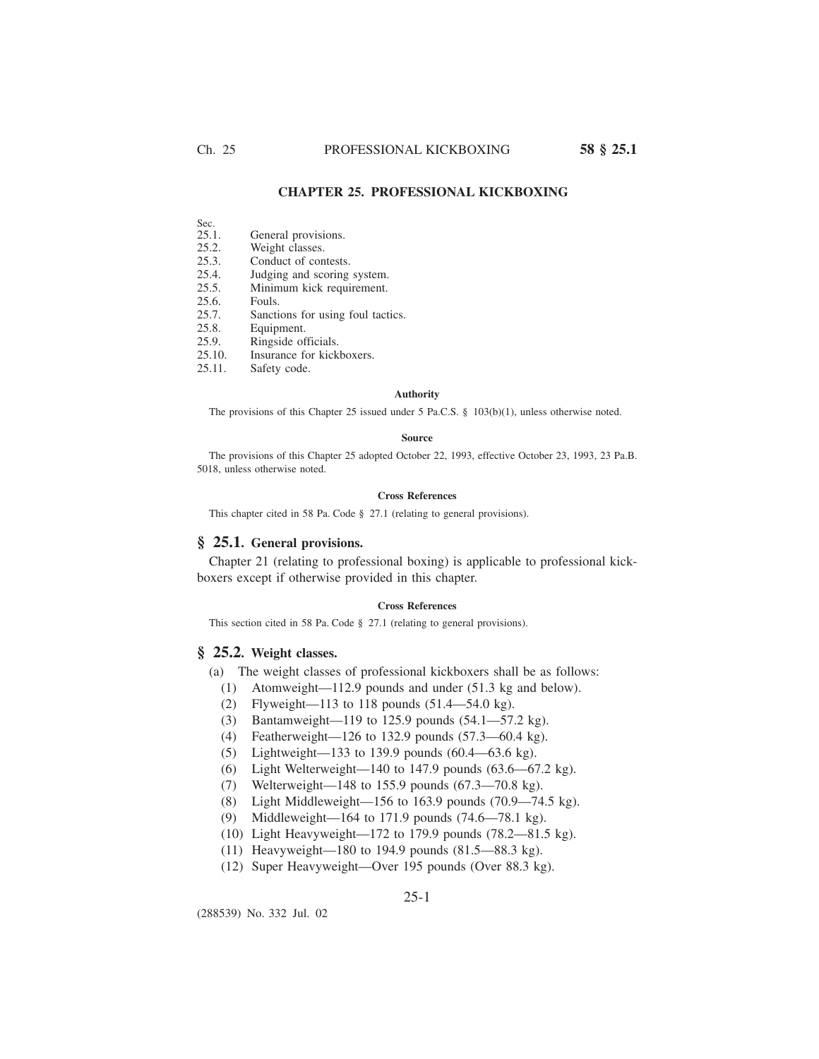# CHAPTER 25. PROFESSIONAL KICKBOXING

Sec.
25.1. General provisions.
25.2. Weight classes.
25.3. Conduct of contests.
25.4. Judging and scoring system.
25.5. Minimum kick requirement.
25.6. Fouls.
25.7. Sanctions for using foul tactics.
25.8. Equipment.
25.9. Ringside officials.
25.10. Insurance for kickboxers.
25.11. Safety code.

#### Authority

The provisions of this Chapter 25 issued under 5 Pa.C.S. § 103(b)(1), unless otherwise noted.

#### Source

The provisions of this Chapter 25 adopted October 22, 1993, effective October 23, 1993, 23 Pa.B. 5018, unless otherwise noted.

#### Cross References

This chapter cited in 58 Pa. Code § 27.1 (relating to general provisions).

## § 25.1. General provisions.

Chapter 21 (relating to professional boxing) is applicable to professional kickboxers except if otherwise provided in this chapter.

#### Cross References

This section cited in 58 Pa. Code § 27.1 (relating to general provisions).

## § 25.2. Weight classes.

(a) The weight classes of professional kickboxers shall be as follows:

(1) Atomweight—112.9 pounds and under (51.3 kg and below).

(2) Flyweight—113 to 118 pounds (51.4—54.0 kg).

(3) Bantamweight—119 to 125.9 pounds (54.1—57.2 kg).

(4) Featherweight—126 to 132.9 pounds (57.3—60.4 kg).

(5) Lightweight—133 to 139.9 pounds (60.4—63.6 kg).

(6) Light Welterweight—140 to 147.9 pounds (63.6—67.2 kg).

(7) Welterweight—148 to 155.9 pounds (67.3—70.8 kg).

(8) Light Middleweight—156 to 163.9 pounds (70.9—74.5 kg).

(9) Middleweight—164 to 171.9 pounds (74.6—78.1 kg).

(10) Light Heavyweight—172 to 179.9 pounds (78.2—81.5 kg).

(11) Heavyweight—180 to 194.9 pounds (81.5—88.3 kg).

(12) Super Heavyweight—Over 195 pounds (Over 88.3 kg).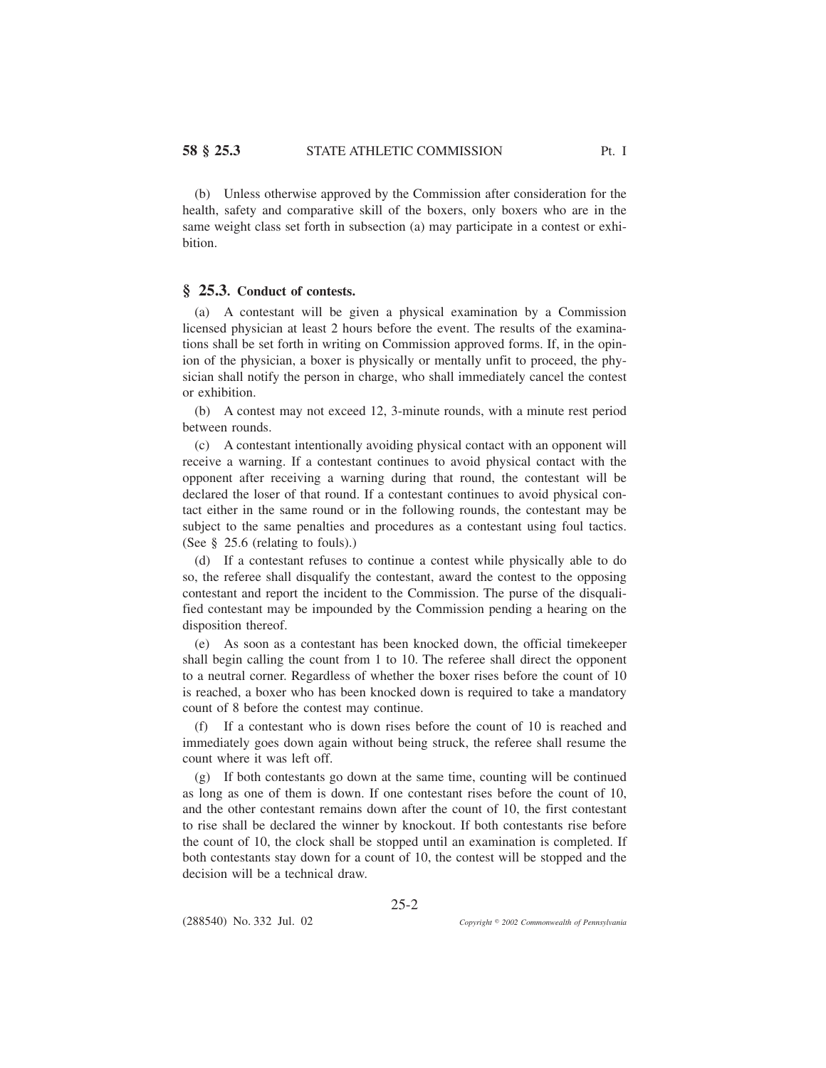(b) Unless otherwise approved by the Commission after consideration for the health, safety and comparative skill of the boxers, only boxers who are in the same weight class set forth in subsection (a) may participate in a contest or exhibition.

## § 25.3. Conduct of contests.

(a) A contestant will be given a physical examination by a Commission licensed physician at least 2 hours before the event. The results of the examinations shall be set forth in writing on Commission approved forms. If, in the opinion of the physician, a boxer is physically or mentally unfit to proceed, the physician shall notify the person in charge, who shall immediately cancel the contest or exhibition.

(b) A contest may not exceed 12, 3-minute rounds, with a minute rest period between rounds.

(c) A contestant intentionally avoiding physical contact with an opponent will receive a warning. If a contestant continues to avoid physical contact with the opponent after receiving a warning during that round, the contestant will be declared the loser of that round. If a contestant continues to avoid physical contact either in the same round or in the following rounds, the contestant may be subject to the same penalties and procedures as a contestant using foul tactics. (See § 25.6 (relating to fouls).)

(d) If a contestant refuses to continue a contest while physically able to do so, the referee shall disqualify the contestant, award the contest to the opposing contestant and report the incident to the Commission. The purse of the disqualified contestant may be impounded by the Commission pending a hearing on the disposition thereof.

(e) As soon as a contestant has been knocked down, the official timekeeper shall begin calling the count from 1 to 10. The referee shall direct the opponent to a neutral corner. Regardless of whether the boxer rises before the count of 10 is reached, a boxer who has been knocked down is required to take a mandatory count of 8 before the contest may continue.

(f) If a contestant who is down rises before the count of 10 is reached and immediately goes down again without being struck, the referee shall resume the count where it was left off.

(g) If both contestants go down at the same time, counting will be continued as long as one of them is down. If one contestant rises before the count of 10, and the other contestant remains down after the count of 10, the first contestant to rise shall be declared the winner by knockout. If both contestants rise before the count of 10, the clock shall be stopped until an examination is completed. If both contestants stay down for a count of 10, the contest will be stopped and the decision will be a technical draw.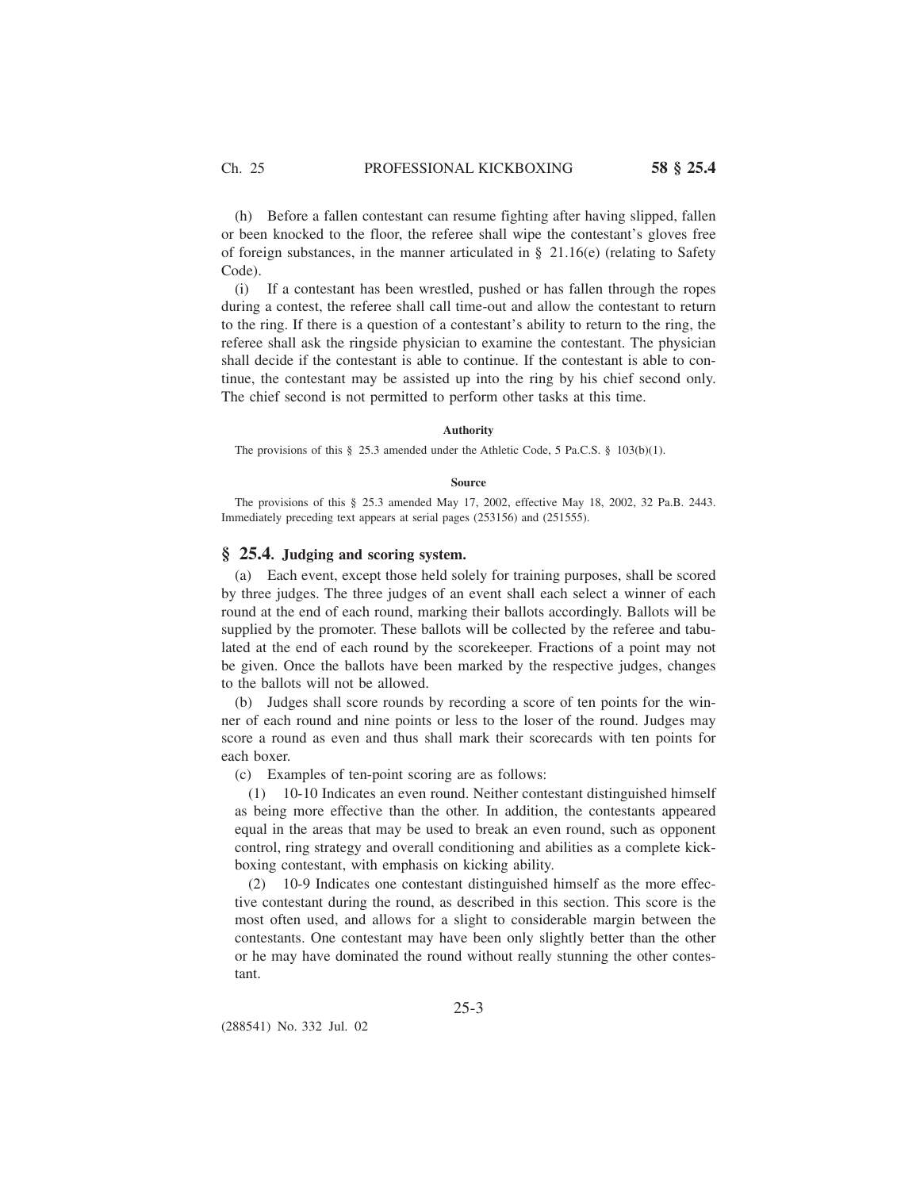(h) Before a fallen contestant can resume fighting after having slipped, fallen or been knocked to the floor, the referee shall wipe the contestant's gloves free of foreign substances, in the manner articulated in § 21.16(e) (relating to Safety Code).

(i) If a contestant has been wrestled, pushed or has fallen through the ropes during a contest, the referee shall call time-out and allow the contestant to return to the ring. If there is a question of a contestant's ability to return to the ring, the referee shall ask the ringside physician to examine the contestant. The physician shall decide if the contestant is able to continue. If the contestant is able to continue, the contestant may be assisted up into the ring by his chief second only. The chief second is not permitted to perform other tasks at this time.

**Authority**

The provisions of this § 25.3 amended under the Athletic Code, 5 Pa.C.S. § 103(b)(1).

**Source**

The provisions of this § 25.3 amended May 17, 2002, effective May 18, 2002, 32 Pa.B. 2443. Immediately preceding text appears at serial pages (253156) and (251555).

## § 25.4. Judging and scoring system.

(a) Each event, except those held solely for training purposes, shall be scored by three judges. The three judges of an event shall each select a winner of each round at the end of each round, marking their ballots accordingly. Ballots will be supplied by the promoter. These ballots will be collected by the referee and tabulated at the end of each round by the scorekeeper. Fractions of a point may not be given. Once the ballots have been marked by the respective judges, changes to the ballots will not be allowed.

(b) Judges shall score rounds by recording a score of ten points for the winner of each round and nine points or less to the loser of the round. Judges may score a round as even and thus shall mark their scorecards with ten points for each boxer.

(c) Examples of ten-point scoring are as follows:

(1) 10-10 Indicates an even round. Neither contestant distinguished himself as being more effective than the other. In addition, the contestants appeared equal in the areas that may be used to break an even round, such as opponent control, ring strategy and overall conditioning and abilities as a complete kickboxing contestant, with emphasis on kicking ability.

(2) 10-9 Indicates one contestant distinguished himself as the more effective contestant during the round, as described in this section. This score is the most often used, and allows for a slight to considerable margin between the contestants. One contestant may have been only slightly better than the other or he may have dominated the round without really stunning the other contestant.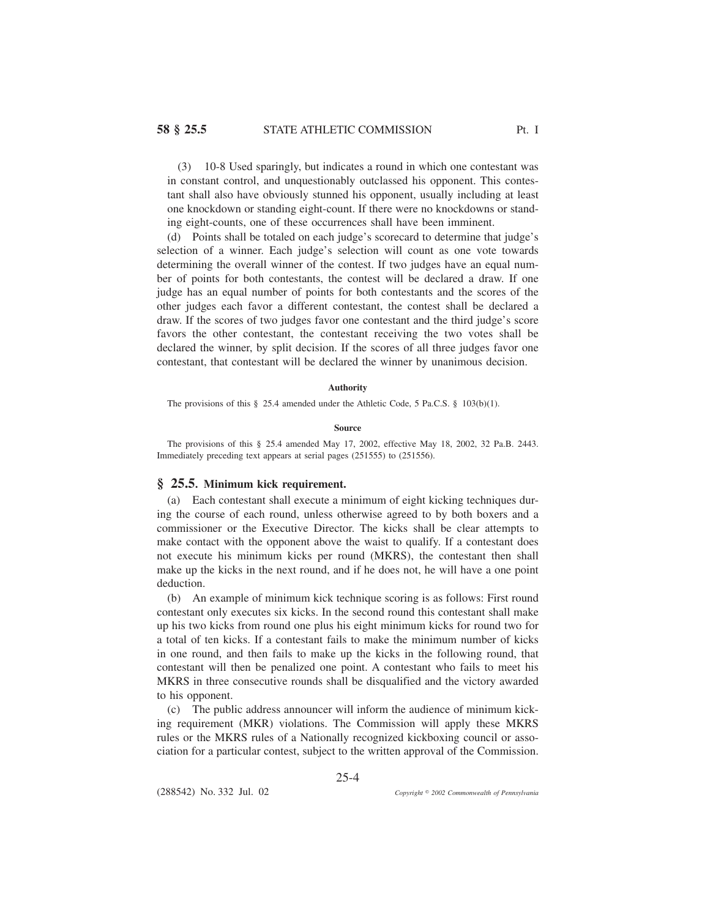(3) 10-8 Used sparingly, but indicates a round in which one contestant was in constant control, and unquestionably outclassed his opponent. This contestant shall also have obviously stunned his opponent, usually including at least one knockdown or standing eight-count. If there were no knockdowns or standing eight-counts, one of these occurrences shall have been imminent.

(d) Points shall be totaled on each judge's scorecard to determine that judge's selection of a winner. Each judge's selection will count as one vote towards determining the overall winner of the contest. If two judges have an equal number of points for both contestants, the contest will be declared a draw. If one judge has an equal number of points for both contestants and the scores of the other judges each favor a different contestant, the contest shall be declared a draw. If the scores of two judges favor one contestant and the third judge's score favors the other contestant, the contestant receiving the two votes shall be declared the winner, by split decision. If the scores of all three judges favor one contestant, that contestant will be declared the winner by unanimous decision.

**Authority**

The provisions of this § 25.4 amended under the Athletic Code, 5 Pa.C.S. § 103(b)(1).

**Source**

The provisions of this § 25.4 amended May 17, 2002, effective May 18, 2002, 32 Pa.B. 2443. Immediately preceding text appears at serial pages (251555) to (251556).

## § 25.5. Minimum kick requirement.

(a) Each contestant shall execute a minimum of eight kicking techniques during the course of each round, unless otherwise agreed to by both boxers and a commissioner or the Executive Director. The kicks shall be clear attempts to make contact with the opponent above the waist to qualify. If a contestant does not execute his minimum kicks per round (MKRS), the contestant then shall make up the kicks in the next round, and if he does not, he will have a one point deduction.

(b) An example of minimum kick technique scoring is as follows: First round contestant only executes six kicks. In the second round this contestant shall make up his two kicks from round one plus his eight minimum kicks for round two for a total of ten kicks. If a contestant fails to make the minimum number of kicks in one round, and then fails to make up the kicks in the following round, that contestant will then be penalized one point. A contestant who fails to meet his MKRS in three consecutive rounds shall be disqualified and the victory awarded to his opponent.

(c) The public address announcer will inform the audience of minimum kicking requirement (MKR) violations. The Commission will apply these MKRS rules or the MKRS rules of a Nationally recognized kickboxing council or association for a particular contest, subject to the written approval of the Commission.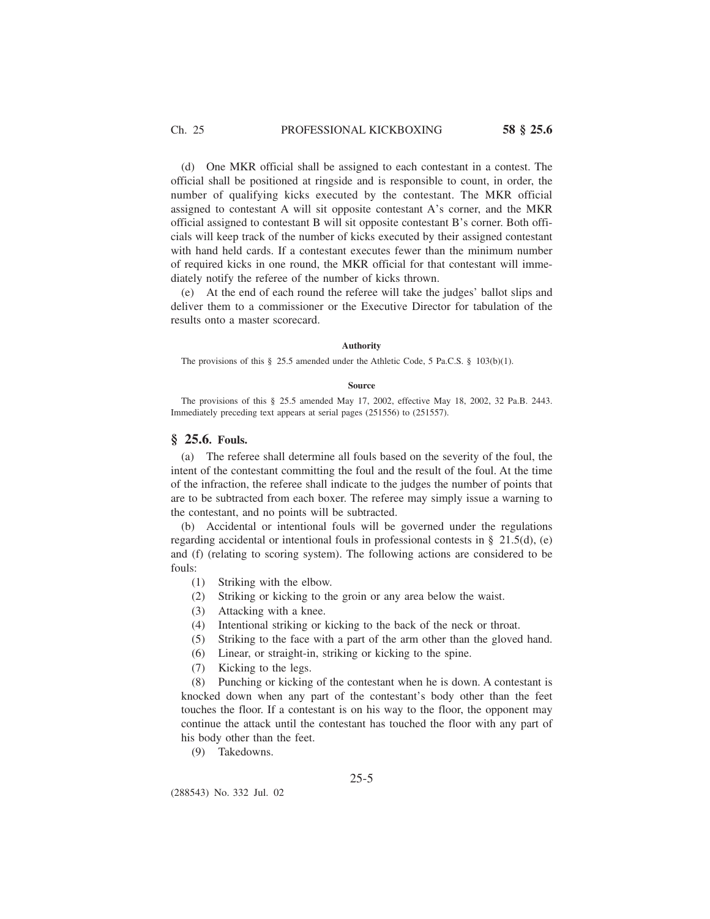(d) One MKR official shall be assigned to each contestant in a contest. The official shall be positioned at ringside and is responsible to count, in order, the number of qualifying kicks executed by the contestant. The MKR official assigned to contestant A will sit opposite contestant A's corner, and the MKR official assigned to contestant B will sit opposite contestant B's corner. Both officials will keep track of the number of kicks executed by their assigned contestant with hand held cards. If a contestant executes fewer than the minimum number of required kicks in one round, the MKR official for that contestant will immediately notify the referee of the number of kicks thrown.

(e) At the end of each round the referee will take the judges' ballot slips and deliver them to a commissioner or the Executive Director for tabulation of the results onto a master scorecard.

**Authority**

The provisions of this § 25.5 amended under the Athletic Code, 5 Pa.C.S. § 103(b)(1).

**Source**

The provisions of this § 25.5 amended May 17, 2002, effective May 18, 2002, 32 Pa.B. 2443. Immediately preceding text appears at serial pages (251556) to (251557).

## § 25.6. Fouls.

(a) The referee shall determine all fouls based on the severity of the foul, the intent of the contestant committing the foul and the result of the foul. At the time of the infraction, the referee shall indicate to the judges the number of points that are to be subtracted from each boxer. The referee may simply issue a warning to the contestant, and no points will be subtracted.

(b) Accidental or intentional fouls will be governed under the regulations regarding accidental or intentional fouls in professional contests in § 21.5(d), (e) and (f) (relating to scoring system). The following actions are considered to be fouls:

(1) Striking with the elbow.

(2) Striking or kicking to the groin or any area below the waist.

(3) Attacking with a knee.

(4) Intentional striking or kicking to the back of the neck or throat.

(5) Striking to the face with a part of the arm other than the gloved hand.

(6) Linear, or straight-in, striking or kicking to the spine.

(7) Kicking to the legs.

(8) Punching or kicking of the contestant when he is down. A contestant is knocked down when any part of the contestant's body other than the feet touches the floor. If a contestant is on his way to the floor, the opponent may continue the attack until the contestant has touched the floor with any part of his body other than the feet.

(9) Takedowns.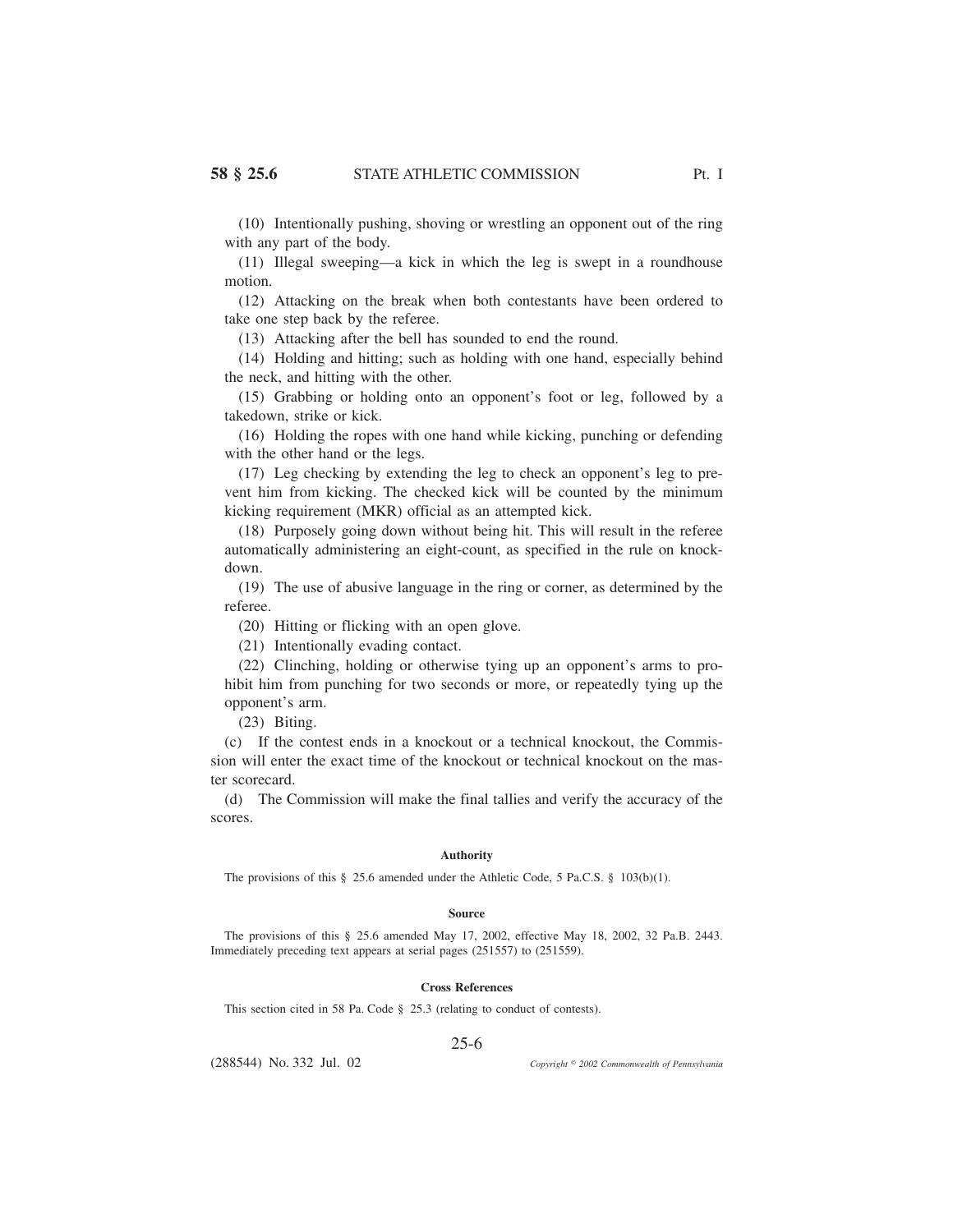(10) Intentionally pushing, shoving or wrestling an opponent out of the ring with any part of the body.

(11) Illegal sweeping—a kick in which the leg is swept in a roundhouse motion.

(12) Attacking on the break when both contestants have been ordered to take one step back by the referee.

(13) Attacking after the bell has sounded to end the round.

(14) Holding and hitting; such as holding with one hand, especially behind the neck, and hitting with the other.

(15) Grabbing or holding onto an opponent's foot or leg, followed by a takedown, strike or kick.

(16) Holding the ropes with one hand while kicking, punching or defending with the other hand or the legs.

(17) Leg checking by extending the leg to check an opponent's leg to prevent him from kicking. The checked kick will be counted by the minimum kicking requirement (MKR) official as an attempted kick.

(18) Purposely going down without being hit. This will result in the referee automatically administering an eight-count, as specified in the rule on knockdown.

(19) The use of abusive language in the ring or corner, as determined by the referee.

(20) Hitting or flicking with an open glove.

(21) Intentionally evading contact.

(22) Clinching, holding or otherwise tying up an opponent's arms to prohibit him from punching for two seconds or more, or repeatedly tying up the opponent's arm.

(23) Biting.

(c) If the contest ends in a knockout or a technical knockout, the Commission will enter the exact time of the knockout or technical knockout on the master scorecard.

(d) The Commission will make the final tallies and verify the accuracy of the scores.

#### Authority

The provisions of this § 25.6 amended under the Athletic Code, 5 Pa.C.S. § 103(b)(1).

#### Source

The provisions of this § 25.6 amended May 17, 2002, effective May 18, 2002, 32 Pa.B. 2443. Immediately preceding text appears at serial pages (251557) to (251559).

#### Cross References

This section cited in 58 Pa. Code § 25.3 (relating to conduct of contests).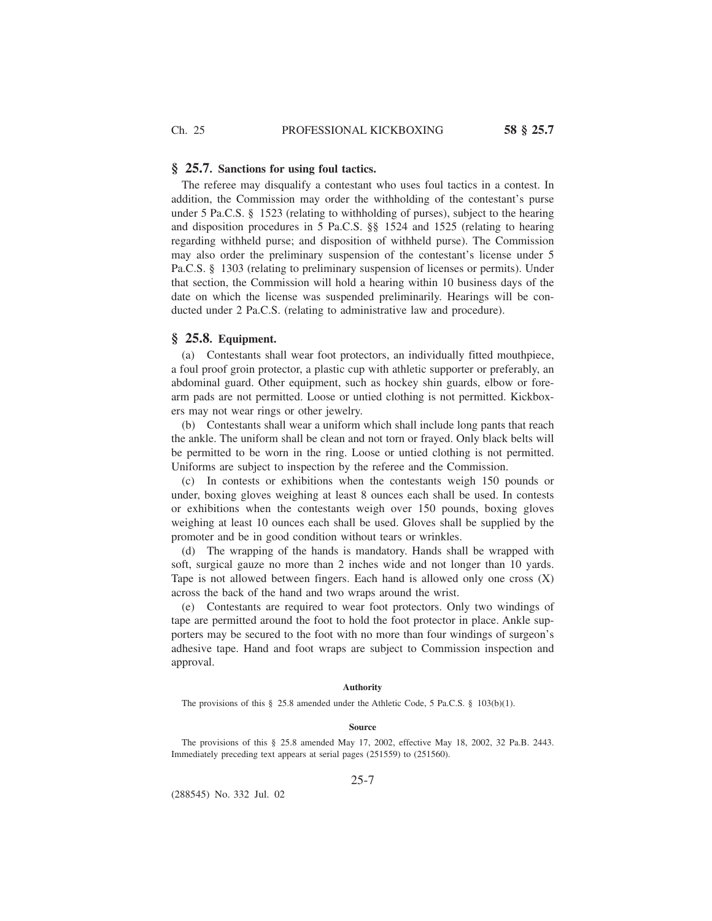## § 25.7. Sanctions for using foul tactics.

The referee may disqualify a contestant who uses foul tactics in a contest. In addition, the Commission may order the withholding of the contestant's purse under 5 Pa.C.S. § 1523 (relating to withholding of purses), subject to the hearing and disposition procedures in 5 Pa.C.S. §§ 1524 and 1525 (relating to hearing regarding withheld purse; and disposition of withheld purse). The Commission may also order the preliminary suspension of the contestant's license under 5 Pa.C.S. § 1303 (relating to preliminary suspension of licenses or permits). Under that section, the Commission will hold a hearing within 10 business days of the date on which the license was suspended preliminarily. Hearings will be conducted under 2 Pa.C.S. (relating to administrative law and procedure).

## § 25.8. Equipment.

(a) Contestants shall wear foot protectors, an individually fitted mouthpiece, a foul proof groin protector, a plastic cup with athletic supporter or preferably, an abdominal guard. Other equipment, such as hockey shin guards, elbow or forearm pads are not permitted. Loose or untied clothing is not permitted. Kickboxers may not wear rings or other jewelry.

(b) Contestants shall wear a uniform which shall include long pants that reach the ankle. The uniform shall be clean and not torn or frayed. Only black belts will be permitted to be worn in the ring. Loose or untied clothing is not permitted. Uniforms are subject to inspection by the referee and the Commission.

(c) In contests or exhibitions when the contestants weigh 150 pounds or under, boxing gloves weighing at least 8 ounces each shall be used. In contests or exhibitions when the contestants weigh over 150 pounds, boxing gloves weighing at least 10 ounces each shall be used. Gloves shall be supplied by the promoter and be in good condition without tears or wrinkles.

(d) The wrapping of the hands is mandatory. Hands shall be wrapped with soft, surgical gauze no more than 2 inches wide and not longer than 10 yards. Tape is not allowed between fingers. Each hand is allowed only one cross (X) across the back of the hand and two wraps around the wrist.

(e) Contestants are required to wear foot protectors. Only two windings of tape are permitted around the foot to hold the foot protector in place. Ankle supporters may be secured to the foot with no more than four windings of surgeon's adhesive tape. Hand and foot wraps are subject to Commission inspection and approval.

#### Authority

The provisions of this § 25.8 amended under the Athletic Code, 5 Pa.C.S. § 103(b)(1).

#### Source

The provisions of this § 25.8 amended May 17, 2002, effective May 18, 2002, 32 Pa.B. 2443. Immediately preceding text appears at serial pages (251559) to (251560).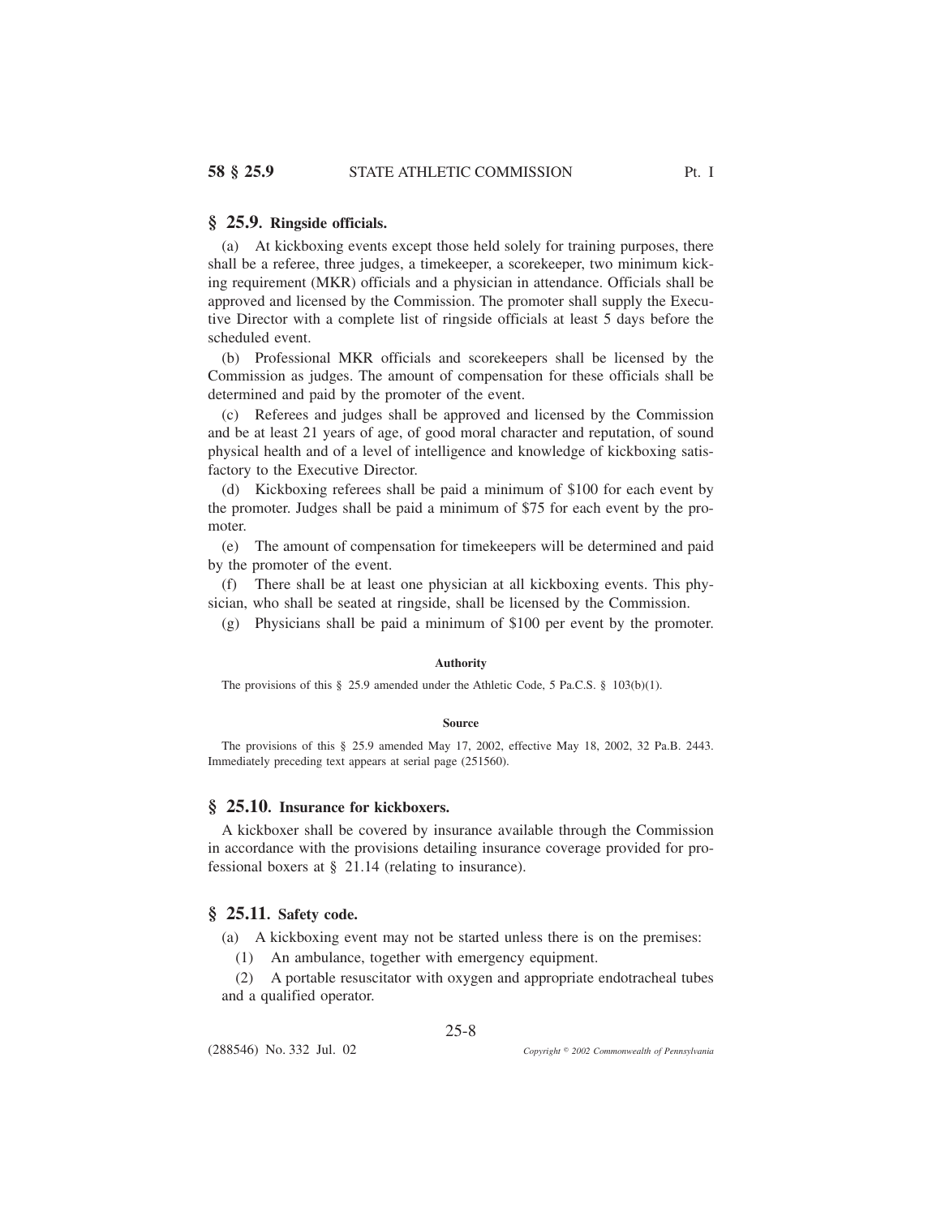## § 25.9. Ringside officials.

(a) At kickboxing events except those held solely for training purposes, there shall be a referee, three judges, a timekeeper, a scorekeeper, two minimum kicking requirement (MKR) officials and a physician in attendance. Officials shall be approved and licensed by the Commission. The promoter shall supply the Executive Director with a complete list of ringside officials at least 5 days before the scheduled event.

(b) Professional MKR officials and scorekeepers shall be licensed by the Commission as judges. The amount of compensation for these officials shall be determined and paid by the promoter of the event.

(c) Referees and judges shall be approved and licensed by the Commission and be at least 21 years of age, of good moral character and reputation, of sound physical health and of a level of intelligence and knowledge of kickboxing satisfactory to the Executive Director.

(d) Kickboxing referees shall be paid a minimum of $100 for each event by the promoter. Judges shall be paid a minimum of $75 for each event by the promoter.

(e) The amount of compensation for timekeepers will be determined and paid by the promoter of the event.

(f) There shall be at least one physician at all kickboxing events. This physician, who shall be seated at ringside, shall be licensed by the Commission.

(g) Physicians shall be paid a minimum of $100 per event by the promoter.

#### Authority

The provisions of this § 25.9 amended under the Athletic Code, 5 Pa.C.S. § 103(b)(1).

#### Source

The provisions of this § 25.9 amended May 17, 2002, effective May 18, 2002, 32 Pa.B. 2443. Immediately preceding text appears at serial page (251560).

## § 25.10. Insurance for kickboxers.

A kickboxer shall be covered by insurance available through the Commission in accordance with the provisions detailing insurance coverage provided for professional boxers at § 21.14 (relating to insurance).

## § 25.11. Safety code.

(a) A kickboxing event may not be started unless there is on the premises:

(1) An ambulance, together with emergency equipment.

(2) A portable resuscitator with oxygen and appropriate endotracheal tubes and a qualified operator.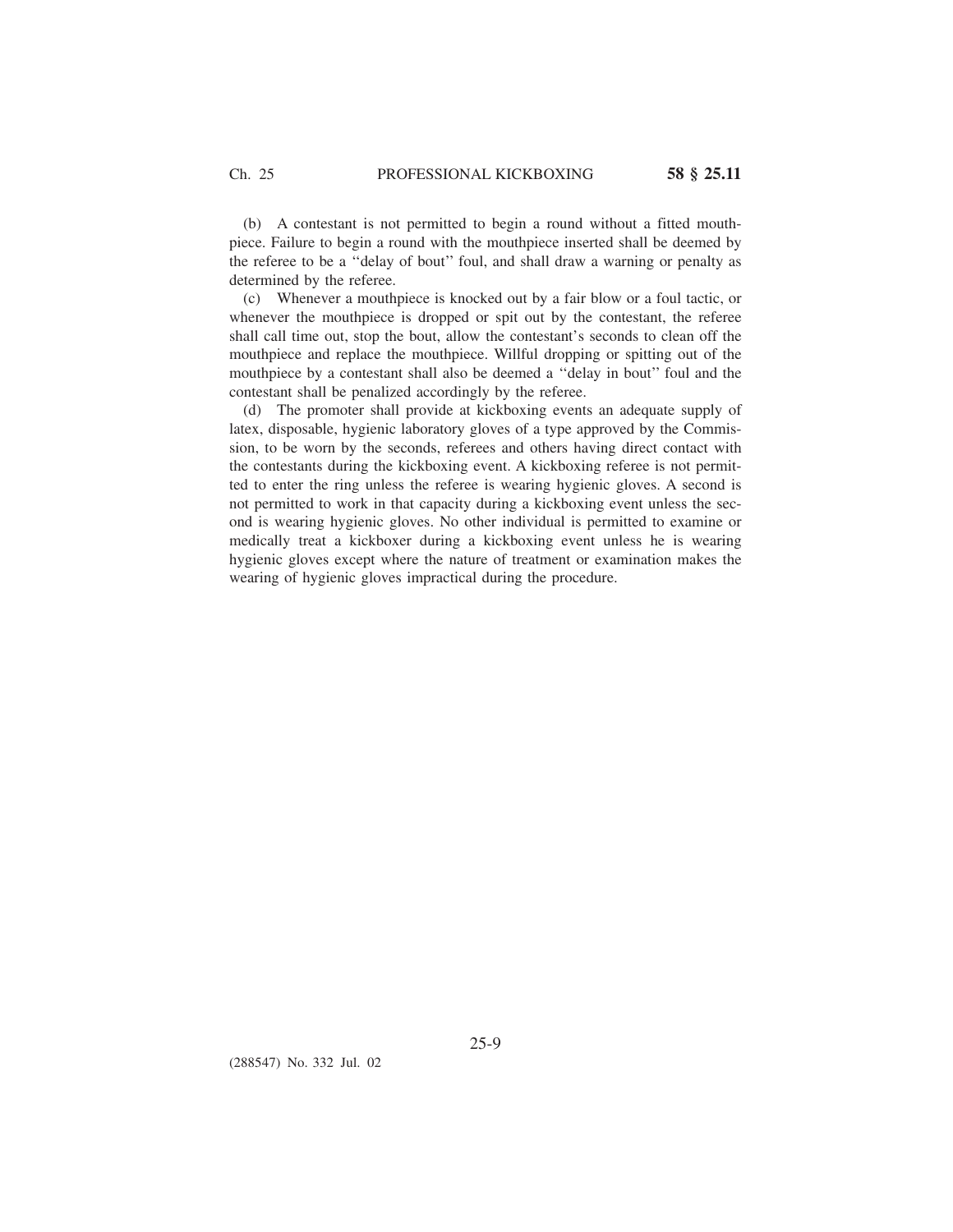(b) A contestant is not permitted to begin a round without a fitted mouthpiece. Failure to begin a round with the mouthpiece inserted shall be deemed by the referee to be a ''delay of bout'' foul, and shall draw a warning or penalty as determined by the referee.

(c) Whenever a mouthpiece is knocked out by a fair blow or a foul tactic, or whenever the mouthpiece is dropped or spit out by the contestant, the referee shall call time out, stop the bout, allow the contestant's seconds to clean off the mouthpiece and replace the mouthpiece. Willful dropping or spitting out of the mouthpiece by a contestant shall also be deemed a ''delay in bout'' foul and the contestant shall be penalized accordingly by the referee.

(d) The promoter shall provide at kickboxing events an adequate supply of latex, disposable, hygienic laboratory gloves of a type approved by the Commission, to be worn by the seconds, referees and others having direct contact with the contestants during the kickboxing event. A kickboxing referee is not permitted to enter the ring unless the referee is wearing hygienic gloves. A second is not permitted to work in that capacity during a kickboxing event unless the second is wearing hygienic gloves. No other individual is permitted to examine or medically treat a kickboxer during a kickboxing event unless he is wearing hygienic gloves except where the nature of treatment or examination makes the wearing of hygienic gloves impractical during the procedure.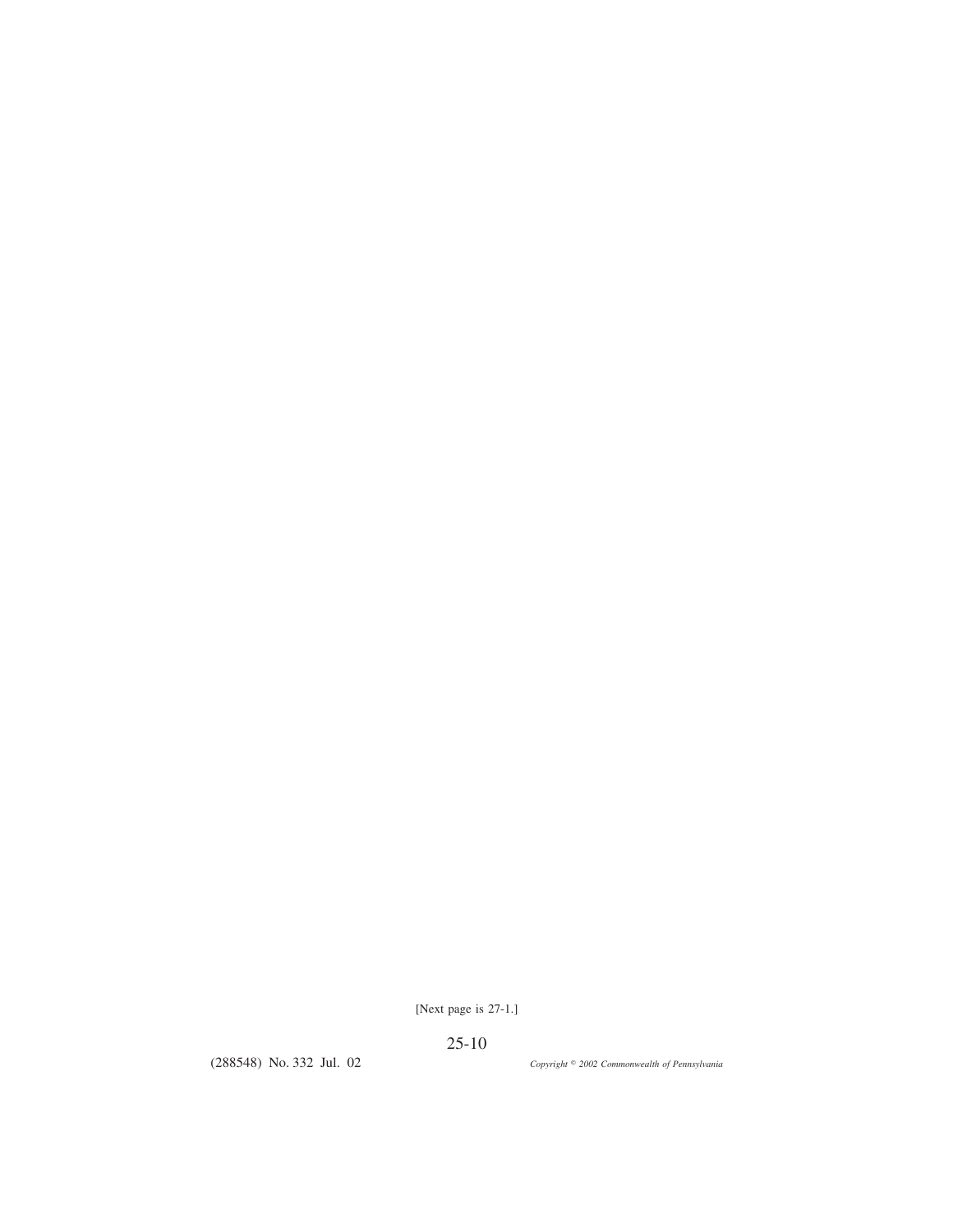[Next page is 27-1.]